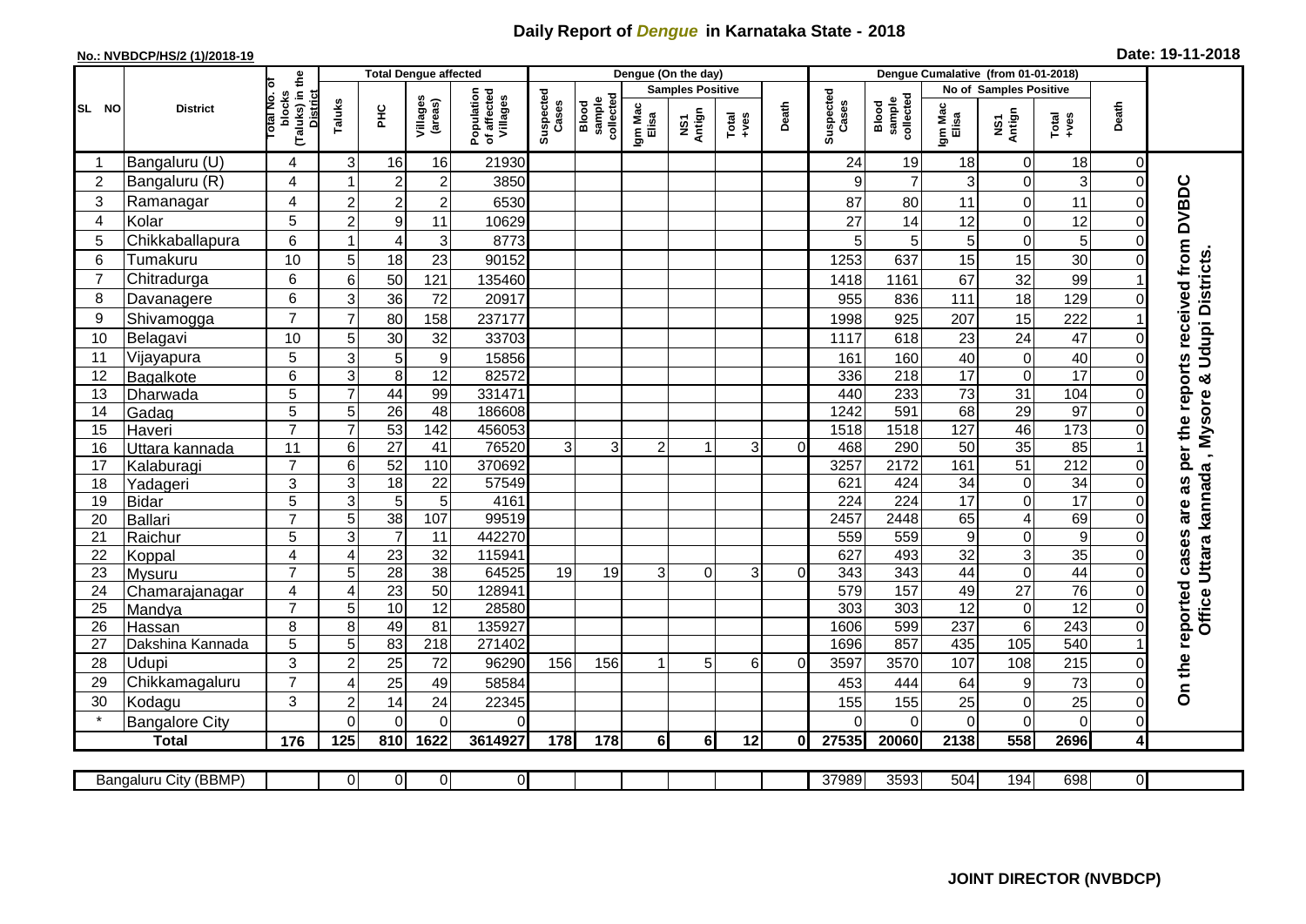# Daily Report of *Dengue* in Karnataka State - 2018

**No.: NVBDCP/HS/2 (1)/2018-19**

**Date: 19-11-2018**

| SL NO | District | Total No. of blocks (Taluks) in the District | Total Dengue affected | | | | Dengue (On the day) | | | | | | Dengue Cumalative (from 01-01-2018) | | | | | | |
|---|---|---|---|---|---|---|---|---|---|---|---|---|---|---|---|---|---|---|---|
| | | | Taluks | PHC | Villages (areas) | Population of affected Villages | Suspected Cases | Blood sample collected | Samples Positive | | | Death | Suspected Cases | Blood sample collected | No of Samples Positive | | | Death | |
| | | | | | | | | | Igm Mac Elisa | NS1 Antign | Total +ves | | | | Igm Mac Elisa | NS1 Antign | Total +ves | | |
| 1 | Bangaluru (U) | 4 | 3 | 16 | 16 | 21930 | | | | | | | 24 | 19 | 18 | 0 | 18 | 0 | On the reported cases are as per the reports received from DVBDC Office Uttara kannada , Mysore & Udupi Districts. |
| 2 | Bangaluru (R) | 4 | 1 | 2 | 2 | 3850 | | | | | | | 9 | 7 | 3 | 0 | 3 | 0 | |
| 3 | Ramanagar | 4 | 2 | 2 | 2 | 6530 | | | | | | | 87 | 80 | 11 | 0 | 11 | 0 | |
| 4 | Kolar | 5 | 2 | 9 | 11 | 10629 | | | | | | | 27 | 14 | 12 | 0 | 12 | 0 | |
| 5 | Chikkaballapura | 6 | 1 | 4 | 3 | 8773 | | | | | | | 5 | 5 | 5 | 0 | 5 | 0 | |
| 6 | Tumakuru | 10 | 5 | 18 | 23 | 90152 | | | | | | | 1253 | 637 | 15 | 15 | 30 | 0 | |
| 7 | Chitradurga | 6 | 6 | 50 | 121 | 135460 | | | | | | | 1418 | 1161 | 67 | 32 | 99 | 1 | |
| 8 | Davanagere | 6 | 3 | 36 | 72 | 20917 | | | | | | | 955 | 836 | 111 | 18 | 129 | 0 | |
| 9 | Shivamogga | 7 | 7 | 80 | 158 | 237177 | | | | | | | 1998 | 925 | 207 | 15 | 222 | 1 | |
| 10 | Belagavi | 10 | 5 | 30 | 32 | 33703 | | | | | | | 1117 | 618 | 23 | 24 | 47 | 0 | |
| 11 | Vijayapura | 5 | 3 | 5 | 9 | 15856 | | | | | | | 161 | 160 | 40 | 0 | 40 | 0 | |
| 12 | Bagalkote | 6 | 3 | 8 | 12 | 82572 | | | | | | | 336 | 218 | 17 | 0 | 17 | 0 | |
| 13 | Dharwada | 5 | 7 | 44 | 99 | 331471 | | | | | | | 440 | 233 | 73 | 31 | 104 | 0 | |
| 14 | Gadag | 5 | 5 | 26 | 48 | 186608 | | | | | | | 1242 | 591 | 68 | 29 | 97 | 0 | |
| 15 | Haveri | 7 | 7 | 53 | 142 | 456053 | | | | | | | 1518 | 1518 | 127 | 46 | 173 | 0 | |
| 16 | Uttara kannada | 11 | 6 | 27 | 41 | 76520 | 3 | 3 | 2 | 1 | 3 | 0 | 468 | 290 | 50 | 35 | 85 | 1 | |
| 17 | Kalaburagi | 7 | 6 | 52 | 110 | 370692 | | | | | | | 3257 | 2172 | 161 | 51 | 212 | 0 | |
| 18 | Yadageri | 3 | 3 | 18 | 22 | 57549 | | | | | | | 621 | 424 | 34 | 0 | 34 | 0 | |
| 19 | Bidar | 5 | 3 | 5 | 5 | 4161 | | | | | | | 224 | 224 | 17 | 0 | 17 | 0 | |
| 20 | Ballari | 7 | 5 | 38 | 107 | 99519 | | | | | | | 2457 | 2448 | 65 | 4 | 69 | 0 | |
| 21 | Raichur | 5 | 3 | 7 | 11 | 442270 | | | | | | | 559 | 559 | 9 | 0 | 9 | 0 | |
| 22 | Koppal | 4 | 4 | 23 | 32 | 115941 | | | | | | | 627 | 493 | 32 | 3 | 35 | 0 | |
| 23 | Mysuru | 7 | 5 | 28 | 38 | 64525 | 19 | 19 | 3 | 0 | 3 | 0 | 343 | 343 | 44 | 0 | 44 | 0 | |
| 24 | Chamarajanagar | 4 | 4 | 23 | 50 | 128941 | | | | | | | 579 | 157 | 49 | 27 | 76 | 0 | |
| 25 | Mandya | 7 | 5 | 10 | 12 | 28580 | | | | | | | 303 | 303 | 12 | 0 | 12 | 0 | |
| 26 | Hassan | 8 | 8 | 49 | 81 | 135927 | | | | | | | 1606 | 599 | 237 | 6 | 243 | 0 | |
| 27 | Dakshina Kannada | 5 | 5 | 83 | 218 | 271402 | | | | | | | 1696 | 857 | 435 | 105 | 540 | 1 | |
| 28 | Udupi | 3 | 2 | 25 | 72 | 96290 | 156 | 156 | 1 | 5 | 6 | 0 | 3597 | 3570 | 107 | 108 | 215 | 0 | |
| 29 | Chikkamagaluru | 7 | 4 | 25 | 49 | 58584 | | | | | | | 453 | 444 | 64 | 9 | 73 | 0 | |
| 30 | Kodagu | 3 | 2 | 14 | 24 | 22345 | | | | | | | 155 | 155 | 25 | 0 | 25 | 0 | |
| * | Bangalore City | | 0 | 0 | 0 | 0 | | | | | | | 0 | 0 | 0 | 0 | 0 | 0 | |
| | **Total** | **176** | **125** | **810** | **1622** | **3614927** | **178** | **178** | **6** | **6** | **12** | **0** | **27535** | **20060** | **2138** | **558** | **2696** | **4** | |

| Bangaluru City (BBMP) | | 0 | 0 | 0 | 0 | | | | | | | 37989 | 3593 | 504 | 194 | 698 | 0 |
|---|---|---|---|---|---|---|---|---|---|---|---|---|---|---|---|---|---|

**JOINT DIRECTOR (NVBDCP)**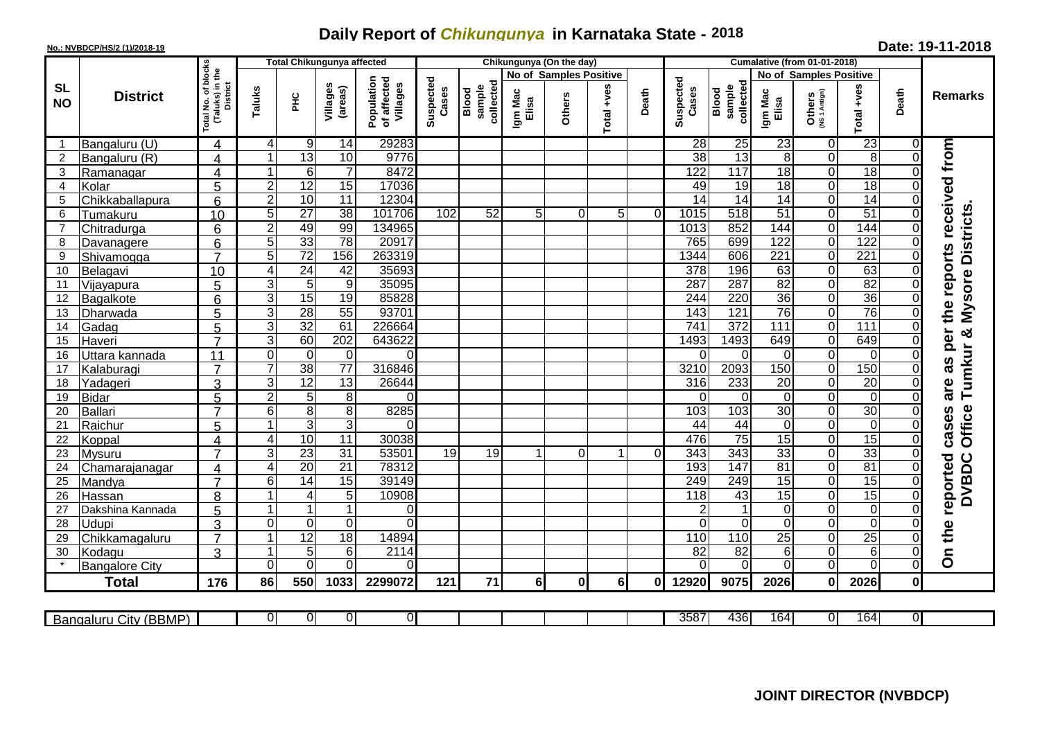# Daily Report of *Chikungunya* in Karnataka State - 2018

**No.: NVBDCP/HS/2 (1)/2018-19**

**Date: 19-11-2018**

| SL NO | District | Total No. of blocks (Taluks) in the District | Total Chikungunya affected | | | | Chikungunya (On the day) | | | | | | | Cumalative (from 01-01-2018) | | | | | | | Remarks |
|---|---|---|---|---|---|---|---|---|---|---|---|---|---|---|---|---|---|---|---|---|---|
| | | | Taluks | PHC | Villages (areas) | Population of affected Villages | Suspected Cases | Blood sample collected | No of Samples Positive | | | Death | Suspected Cases | Blood sample collected | No of Samples Positive | | | Death | |
| | | | | | | | | | Igm Mac Elisa | Others | Total +ves | | | | Igm Mac Elisa | Others (NS 1 Antign) | Total +ves | | |
| 1 | Bangaluru (U) | 4 | 4 | 9 | 14 | 29283 | | | | | | | 28 | 25 | 23 | 0 | 23 | 0 | On the reported cases are as per the reports received from DVBDC Office Tumkur & Mysore Districts. |
| 2 | Bangaluru (R) | 4 | 1 | 13 | 10 | 9776 | | | | | | | 38 | 13 | 8 | 0 | 8 | 0 | |
| 3 | Ramanagar | 4 | 1 | 6 | 7 | 8472 | | | | | | | 122 | 117 | 18 | 0 | 18 | 0 | |
| 4 | Kolar | 5 | 2 | 12 | 15 | 17036 | | | | | | | 49 | 19 | 18 | 0 | 18 | 0 | |
| 5 | Chikkaballapura | 6 | 2 | 10 | 11 | 12304 | | | | | | | 14 | 14 | 14 | 0 | 14 | 0 | |
| 6 | Tumakuru | 10 | 5 | 27 | 38 | 101706 | 102 | 52 | 5 | 0 | 5 | 0 | 1015 | 518 | 51 | 0 | 51 | 0 | |
| 7 | Chitradurga | 6 | 2 | 49 | 99 | 134965 | | | | | | | 1013 | 852 | 144 | 0 | 144 | 0 | |
| 8 | Davanagere | 6 | 5 | 33 | 78 | 20917 | | | | | | | 765 | 699 | 122 | 0 | 122 | 0 | |
| 9 | Shivamogga | 7 | 5 | 72 | 156 | 263319 | | | | | | | 1344 | 606 | 221 | 0 | 221 | 0 | |
| 10 | Belagavi | 10 | 4 | 24 | 42 | 35693 | | | | | | | 378 | 196 | 63 | 0 | 63 | 0 | |
| 11 | Vijayapura | 5 | 3 | 5 | 9 | 35095 | | | | | | | 287 | 287 | 82 | 0 | 82 | 0 | |
| 12 | Bagalkote | 6 | 3 | 15 | 19 | 85828 | | | | | | | 244 | 220 | 36 | 0 | 36 | 0 | |
| 13 | Dharwada | 5 | 3 | 28 | 55 | 93701 | | | | | | | 143 | 121 | 76 | 0 | 76 | 0 | |
| 14 | Gadag | 5 | 3 | 32 | 61 | 226664 | | | | | | | 741 | 372 | 111 | 0 | 111 | 0 | |
| 15 | Haveri | 7 | 3 | 60 | 202 | 643622 | | | | | | | 1493 | 1493 | 649 | 0 | 649 | 0 | |
| 16 | Uttara kannada | 11 | 0 | 0 | 0 | 0 | | | | | | | 0 | 0 | 0 | 0 | 0 | 0 | |
| 17 | Kalaburagi | 7 | 7 | 38 | 77 | 316846 | | | | | | | 3210 | 2093 | 150 | 0 | 150 | 0 | |
| 18 | Yadageri | 3 | 3 | 12 | 13 | 26644 | | | | | | | 316 | 233 | 20 | 0 | 20 | 0 | |
| 19 | Bidar | 5 | 2 | 5 | 8 | 0 | | | | | | | 0 | 0 | 0 | 0 | 0 | 0 | |
| 20 | Ballari | 7 | 6 | 8 | 8 | 8285 | | | | | | | 103 | 103 | 30 | 0 | 30 | 0 | |
| 21 | Raichur | 5 | 1 | 3 | 3 | 0 | | | | | | | 44 | 44 | 0 | 0 | 0 | 0 | |
| 22 | Koppal | 4 | 4 | 10 | 11 | 30038 | | | | | | | 476 | 75 | 15 | 0 | 15 | 0 | |
| 23 | Mysuru | 7 | 3 | 23 | 31 | 53501 | 19 | 19 | 1 | 0 | 1 | 0 | 343 | 343 | 33 | 0 | 33 | 0 | |
| 24 | Chamarajanagar | 4 | 4 | 20 | 21 | 78312 | | | | | | | 193 | 147 | 81 | 0 | 81 | 0 | |
| 25 | Mandya | 7 | 6 | 14 | 15 | 39149 | | | | | | | 249 | 249 | 15 | 0 | 15 | 0 | |
| 26 | Hassan | 8 | 1 | 4 | 5 | 10908 | | | | | | | 118 | 43 | 15 | 0 | 15 | 0 | |
| 27 | Dakshina Kannada | 5 | 1 | 1 | 1 | 0 | | | | | | | 2 | 1 | 0 | 0 | 0 | 0 | |
| 28 | Udupi | 3 | 0 | 0 | 0 | 0 | | | | | | | 0 | 0 | 0 | 0 | 0 | 0 | |
| 29 | Chikkamagaluru | 7 | 1 | 12 | 18 | 14894 | | | | | | | 110 | 110 | 25 | 0 | 25 | 0 | |
| 30 | Kodagu | 3 | 1 | 5 | 6 | 2114 | | | | | | | 82 | 82 | 6 | 0 | 6 | 0 | |
| * | Bangalore City | | 0 | 0 | 0 | 0 | | | | | | | 0 | 0 | 0 | 0 | 0 | 0 | |
| **Total** | | **176** | **86** | **550** | **1033** | **2299072** | **121** | **71** | **6** | **0** | **6** | **0** | **12920** | **9075** | **2026** | **0** | **2026** | **0** | |

| | | | | | | | | | | | | | | | | | | |
|---|---|---|---|---|---|---|---|---|---|---|---|---|---|---|---|---|---|---|
| Bangaluru City (BBMP) | | 0 | 0 | 0 | 0 | | | | | | | 3587 | 436 | 164 | 0 | 164 | 0 | |

**JOINT DIRECTOR (NVBDCP)**